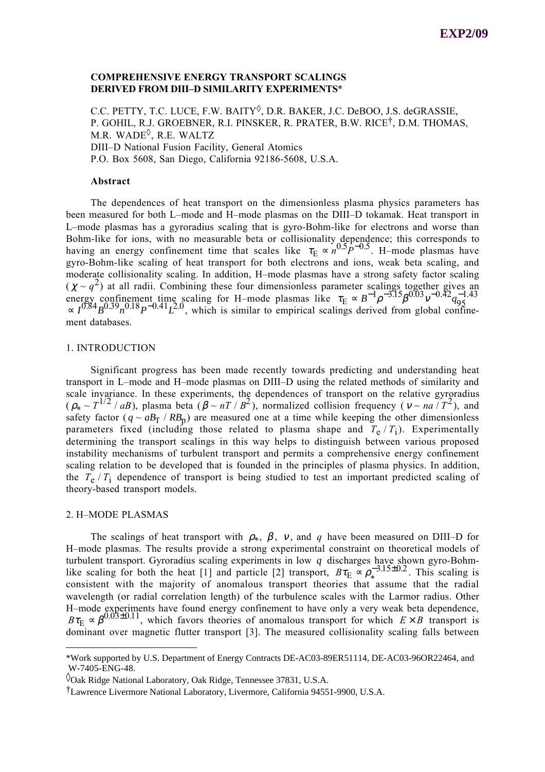EXP2/09

# COMPREHENSIVE ENERGY TRANSPORT SCALINGS DERIVED FROM DIII–D SIMILARITY EXPERIMENTS*

C.C. PETTY, T.C. LUCE, F.W. BAITY[◊], D.R. BAKER, J.C. DeBOO, J.S. deGRASSIE, P. GOHIL, R.J. GROEBNER, R.I. PINSKER, R. PRATER, B.W. RICE[†], D.M. THOMAS, M.R. WADE[◊], R.E. WALTZ
DIII–D National Fusion Facility, General Atomics
P.O. Box 5608, San Diego, California 92186-5608, U.S.A.

### Abstract

The dependences of heat transport on the dimensionless plasma physics parameters has been measured for both L–mode and H–mode plasmas on the DIII–D tokamak. Heat transport in L–mode plasmas has a gyroradius scaling that is gyro-Bohm-like for electrons and worse than Bohm-like for ions, with no measurable beta or collisionality dependence; this corresponds to having an energy confinement time that scales like $\tau_E \propto n^{0.5}P^{-0.5}$. H–mode plasmas have gyro-Bohm-like scaling of heat transport for both electrons and ions, weak beta scaling, and moderate collisionality scaling. In addition, H–mode plasmas have a strong safety factor scaling ($\chi \sim q^2$) at all radii. Combining these four dimensionless parameter scalings together gives an energy confinement time scaling for H–mode plasmas like $\tau_E \propto B^{-1}\rho^{-3.15}\beta^{0.03}\nu^{-0.42}q_{95}^{-1.43} \propto I^{0.84}B^{0.39}n^{0.18}P^{-0.41}L^{2.0}$, which is similar to empirical scalings derived from global confinement databases.

## 1. INTRODUCTION

Significant progress has been made recently towards predicting and understanding heat transport in L–mode and H–mode plasmas on DIII–D using the related methods of similarity and scale invariance. In these experiments, the dependences of transport on the relative gyroradius ($\rho_* \sim T^{1/2} / aB$), plasma beta ($\beta \sim nT / B^2$), normalized collision frequency ($\nu \sim na / T^2$), and safety factor ($q \sim aB_T / RB_p$) are measured one at a time while keeping the other dimensionless parameters fixed (including those related to plasma shape and $T_e / T_i$). Experimentally determining the transport scalings in this way helps to distinguish between various proposed instability mechanisms of turbulent transport and permits a comprehensive energy confinement scaling relation to be developed that is founded in the principles of plasma physics. In addition, the $T_e / T_i$ dependence of transport is being studied to test an important predicted scaling of theory-based transport models.

## 2. H–MODE PLASMAS

The scalings of heat transport with $\rho_*$, $\beta$, $\nu$, and $q$ have been measured on DIII–D for H–mode plasmas. The results provide a strong experimental constraint on theoretical models of turbulent transport. Gyroradius scaling experiments in low $q$ discharges have shown gyro-Bohm-like scaling for both the heat [1] and particle [2] transport, $B\tau_E \propto \rho_*^{-3.15\pm0.2}$. This scaling is consistent with the majority of anomalous transport theories that assume that the radial wavelength (or radial correlation length) of the turbulence scales with the Larmor radius. Other H–mode experiments have found energy confinement to have only a very weak beta dependence, $B\tau_E \propto \beta^{0.03\pm0.11}$, which favors theories of anomalous transport for which $E \times B$ transport is dominant over magnetic flutter transport [3]. The measured collisionality scaling falls between

---

*Work supported by U.S. Department of Energy Contracts DE-AC03-89ER51114, DE-AC03-96OR22464, and W-7405-ENG-48.

[◊]Oak Ridge National Laboratory, Oak Ridge, Tennessee 37831, U.S.A.

[†]Lawrence Livermore National Laboratory, Livermore, California 94551-9900, U.S.A.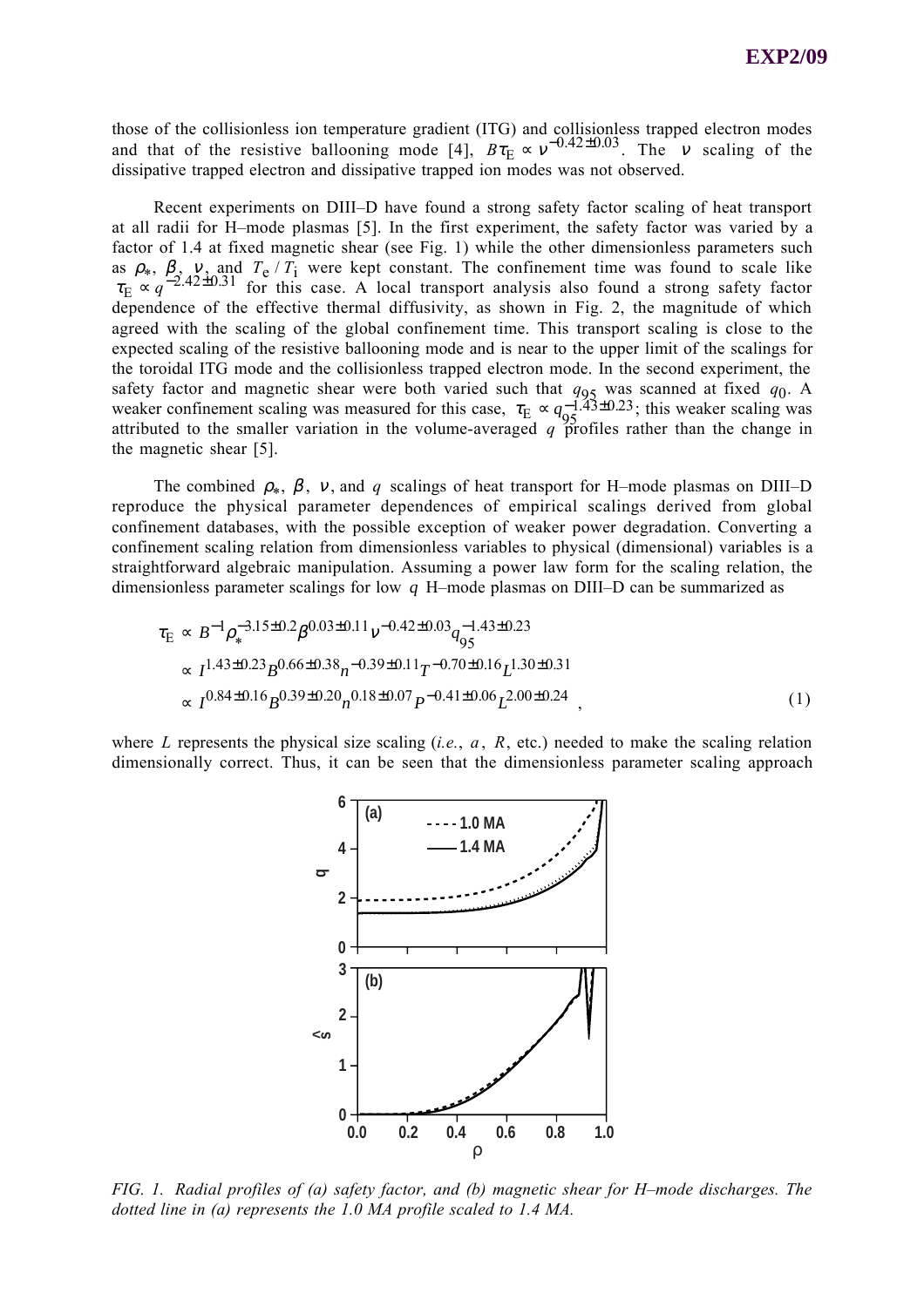those of the collisionless ion temperature gradient (ITG) and collisionless trapped electron modes and that of the resistive ballooning mode [4], $B\tau_E \propto \nu^{-0.42\pm0.03}$. The $\nu$ scaling of the dissipative trapped electron and dissipative trapped ion modes was not observed.

Recent experiments on DIII–D have found a strong safety factor scaling of heat transport at all radii for H–mode plasmas [5]. In the first experiment, the safety factor was varied by a factor of 1.4 at fixed magnetic shear (see Fig. 1) while the other dimensionless parameters such as $\rho_*$, $\beta$, $\nu$, and $T_e/T_i$ were kept constant. The confinement time was found to scale like $\tau_E \propto q^{-2.42\pm0.31}$ for this case. A local transport analysis also found a strong safety factor dependence of the effective thermal diffusivity, as shown in Fig. 2, the magnitude of which agreed with the scaling of the global confinement time. This transport scaling is close to the expected scaling of the resistive ballooning mode and is near to the upper limit of the scalings for the toroidal ITG mode and the collisionless trapped electron mode. In the second experiment, the safety factor and magnetic shear were both varied such that $q_{95}$ was scanned at fixed $q_0$. A weaker confinement scaling was measured for this case, $\tau_E \propto q_{95}^{-1.43\pm0.23}$; this weaker scaling was attributed to the smaller variation in the volume-averaged $q$ profiles rather than the change in the magnetic shear [5].

The combined $\rho_*$, $\beta$, $\nu$, and $q$ scalings of heat transport for H–mode plasmas on DIII–D reproduce the physical parameter dependences of empirical scalings derived from global confinement databases, with the possible exception of weaker power degradation. Converting a confinement scaling relation from dimensionless variables to physical (dimensional) variables is a straightforward algebraic manipulation. Assuming a power law form for the scaling relation, the dimensionless parameter scalings for low $q$ H–mode plasmas on DIII–D can be summarized as

$$
\begin{aligned}
\tau_E &\propto B^{-1}\rho_*^{-3.15\pm0.2}\beta^{0.03\pm0.11}\nu^{-0.42\pm0.03}q_{95}^{-1.43\pm0.23} \\
&\propto I^{1.43\pm0.23}B^{0.66\pm0.38}n^{-0.39\pm0.11}T^{-0.70\pm0.16}L^{1.30\pm0.31} \\
&\propto I^{0.84\pm0.16}B^{0.39\pm0.20}n^{0.18\pm0.07}P^{-0.41\pm0.06}L^{2.00\pm0.24} \quad ,
\end{aligned}
\tag{1}
$$

where $L$ represents the physical size scaling (*i.e.*, $a$, $R$, etc.) needed to make the scaling relation dimensionally correct. Thus, it can be seen that the dimensionless parameter scaling approach

*FIG. 1. Radial profiles of (a) safety factor, and (b) magnetic shear for H–mode discharges. The dotted line in (a) represents the 1.0 MA profile scaled to 1.4 MA.*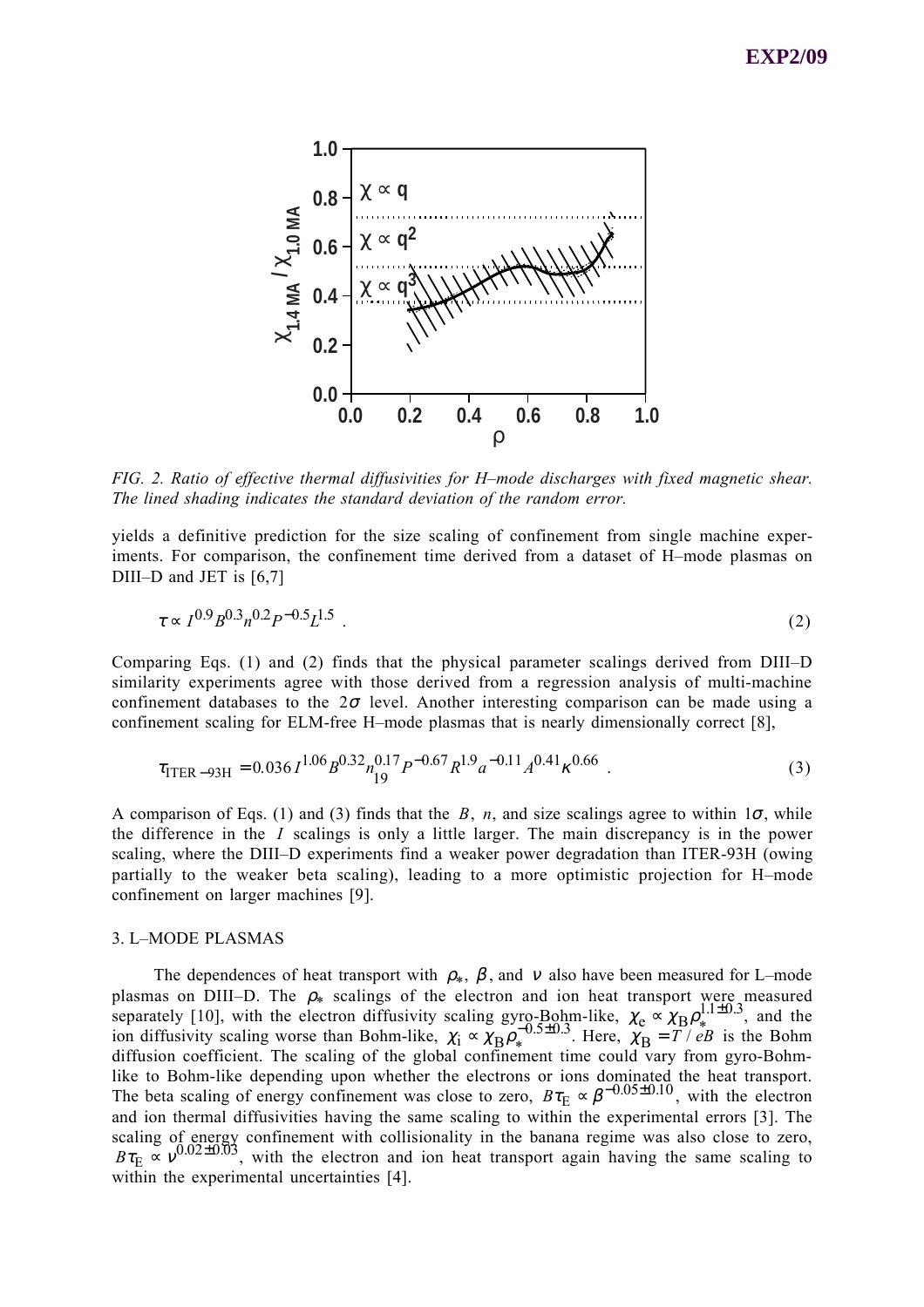FIG. 2. *Ratio of effective thermal diffusivities for H–mode discharges with fixed magnetic shear. The lined shading indicates the standard deviation of the random error.*

yields a definitive prediction for the size scaling of confinement from single machine experiments. For comparison, the confinement time derived from a dataset of H–mode plasmas on DIII–D and JET is [6,7]

$$\tau \propto I^{0.9} B^{0.3} n^{0.2} P^{-0.5} L^{1.5} \ . \tag{2}$$

Comparing Eqs. (1) and (2) finds that the physical parameter scalings derived from DIII–D similarity experiments agree with those derived from a regression analysis of multi-machine confinement databases to the $2\sigma$ level. Another interesting comparison can be made using a confinement scaling for ELM-free H–mode plasmas that is nearly dimensionally correct [8],

$$\tau_{\mathrm{ITER-93H}} = 0.036\, I^{1.06} B^{0.32} n_{19}^{0.17} P^{-0.67} R^{1.9} a^{-0.11} A^{0.41} \kappa^{0.66} \ . \tag{3}$$

A comparison of Eqs. (1) and (3) finds that the $B$, $n$, and size scalings agree to within $1\sigma$, while the difference in the $I$ scalings is only a little larger. The main discrepancy is in the power scaling, where the DIII–D experiments find a weaker power degradation than ITER-93H (owing partially to the weaker beta scaling), leading to a more optimistic projection for H–mode confinement on larger machines [9].

## 3. L–MODE PLASMAS

The dependences of heat transport with $\rho_*$, $\beta$, and $\nu$ also have been measured for L–mode plasmas on DIII–D. The $\rho_*$ scalings of the electron and ion heat transport were measured separately [10], with the electron diffusivity scaling gyro-Bohm-like, $\chi_e \propto \chi_B \rho_*^{1.1\pm0.3}$, and the ion diffusivity scaling worse than Bohm-like, $\chi_i \propto \chi_B \rho_*^{-0.5\pm0.3}$. Here, $\chi_B = T/eB$ is the Bohm diffusion coefficient. The scaling of the global confinement time could vary from gyro-Bohm-like to Bohm-like depending upon whether the electrons or ions dominated the heat transport. The beta scaling of energy confinement was close to zero, $B\tau_E \propto \beta^{-0.05\pm0.10}$, with the electron and ion thermal diffusivities having the same scaling to within the experimental errors [3]. The scaling of energy confinement with collisionality in the banana regime was also close to zero, $B\tau_E \propto \nu^{0.02\pm0.03}$, with the electron and ion heat transport again having the same scaling to within the experimental uncertainties [4].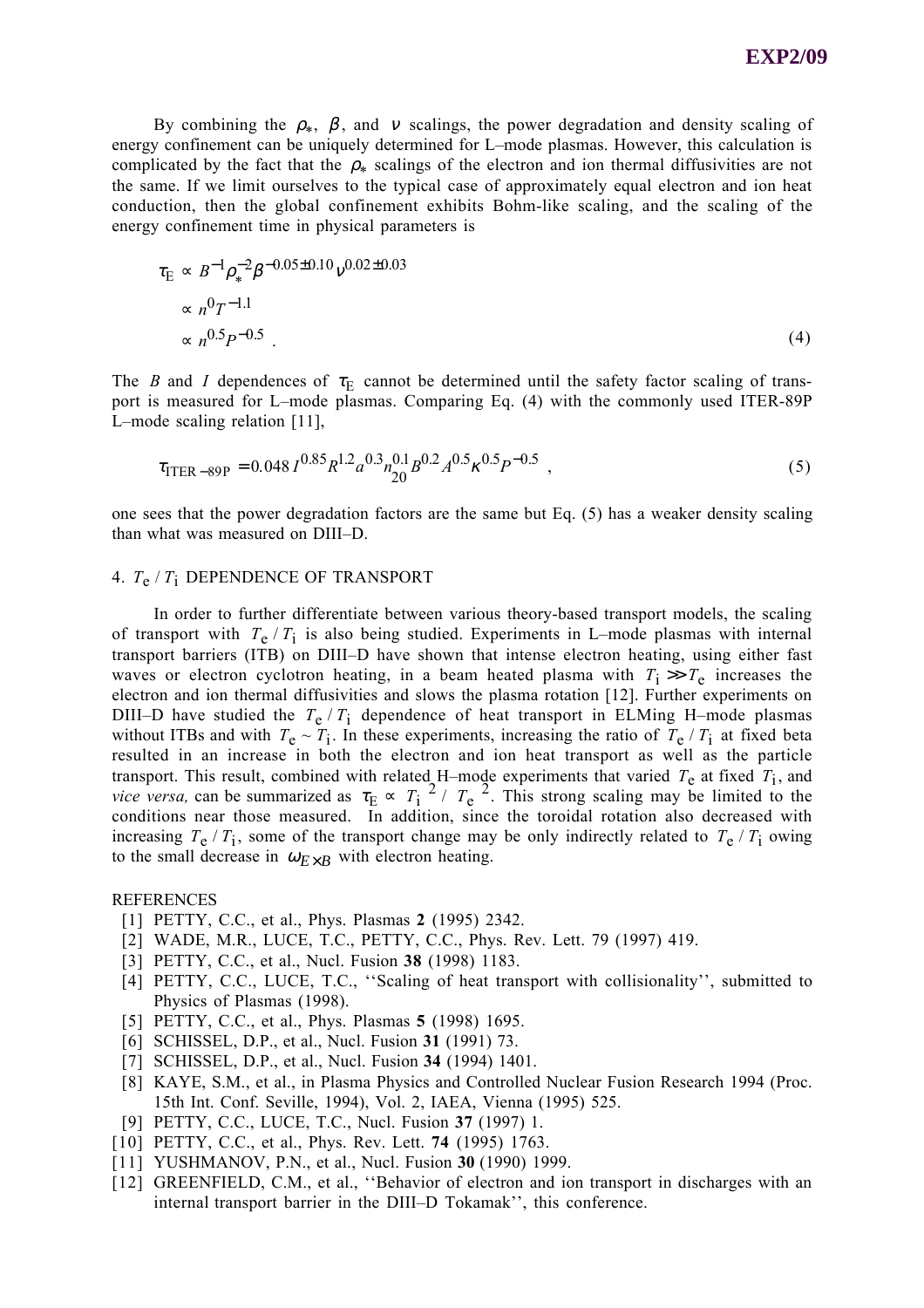By combining the $\rho_*$, $\beta$, and $\nu$ scalings, the power degradation and density scaling of energy confinement can be uniquely determined for L–mode plasmas. However, this calculation is complicated by the fact that the $\rho_*$ scalings of the electron and ion thermal diffusivities are not the same. If we limit ourselves to the typical case of approximately equal electron and ion heat conduction, then the global confinement exhibits Bohm-like scaling, and the scaling of the energy confinement time in physical parameters is

$$
\begin{aligned}
\tau_E &\propto B^{-1}\rho_*^{-2}\beta^{-0.05\pm0.10}\nu^{0.02\pm0.03} \\
&\propto n^0 T^{-1.1} \\
&\propto n^{0.5} P^{-0.5} \quad .
\end{aligned}
\tag{4}
$$

The $B$ and $I$ dependences of $\tau_E$ cannot be determined until the safety factor scaling of transport is measured for L–mode plasmas. Comparing Eq. (4) with the commonly used ITER-89P L–mode scaling relation [11],

$$
\tau_{ITER-89P} = 0.048\, I^{0.85} R^{1.2} a^{0.3} n_{20}^{0.1} B^{0.2} A^{0.5} \kappa^{0.5} P^{-0.5} \quad , \tag{5}
$$

one sees that the power degradation factors are the same but Eq. (5) has a weaker density scaling than what was measured on DIII–D.

## 4. $T_e / T_i$ DEPENDENCE OF TRANSPORT

In order to further differentiate between various theory-based transport models, the scaling of transport with $T_e / T_i$ is also being studied. Experiments in L–mode plasmas with internal transport barriers (ITB) on DIII–D have shown that intense electron heating, using either fast waves or electron cyclotron heating, in a beam heated plasma with $T_i \gg T_e$ increases the electron and ion thermal diffusivities and slows the plasma rotation [12]. Further experiments on DIII–D have studied the $T_e / T_i$ dependence of heat transport in ELMing H–mode plasmas without ITBs and with $T_e \sim T_i$. In these experiments, increasing the ratio of $T_e / T_i$ at fixed beta resulted in an increase in both the electron and ion heat transport as well as the particle transport. This result, combined with related H–mode experiments that varied $T_e$ at fixed $T_i$, and *vice versa,* can be summarized as $\tau_E \propto T_i^{\,2} / T_e^{\,2}$. This strong scaling may be limited to the conditions near those measured. In addition, since the toroidal rotation also decreased with increasing $T_e / T_i$, some of the transport change may be only indirectly related to $T_e / T_i$ owing to the small decrease in $\omega_{E\times B}$ with electron heating.

## REFERENCES

[1] PETTY, C.C., et al., Phys. Plasmas **2** (1995) 2342.
[2] WADE, M.R., LUCE, T.C., PETTY, C.C., Phys. Rev. Lett. 79 (1997) 419.
[3] PETTY, C.C., et al., Nucl. Fusion **38** (1998) 1183.
[4] PETTY, C.C., LUCE, T.C., ''Scaling of heat transport with collisionality'', submitted to Physics of Plasmas (1998).
[5] PETTY, C.C., et al., Phys. Plasmas **5** (1998) 1695.
[6] SCHISSEL, D.P., et al., Nucl. Fusion **31** (1991) 73.
[7] SCHISSEL, D.P., et al., Nucl. Fusion **34** (1994) 1401.
[8] KAYE, S.M., et al., in Plasma Physics and Controlled Nuclear Fusion Research 1994 (Proc. 15th Int. Conf. Seville, 1994), Vol. 2, IAEA, Vienna (1995) 525.
[9] PETTY, C.C., LUCE, T.C., Nucl. Fusion **37** (1997) 1.
[10] PETTY, C.C., et al., Phys. Rev. Lett. **74** (1995) 1763.
[11] YUSHMANOV, P.N., et al., Nucl. Fusion **30** (1990) 1999.
[12] GREENFIELD, C.M., et al., ''Behavior of electron and ion transport in discharges with an internal transport barrier in the DIII–D Tokamak'', this conference.